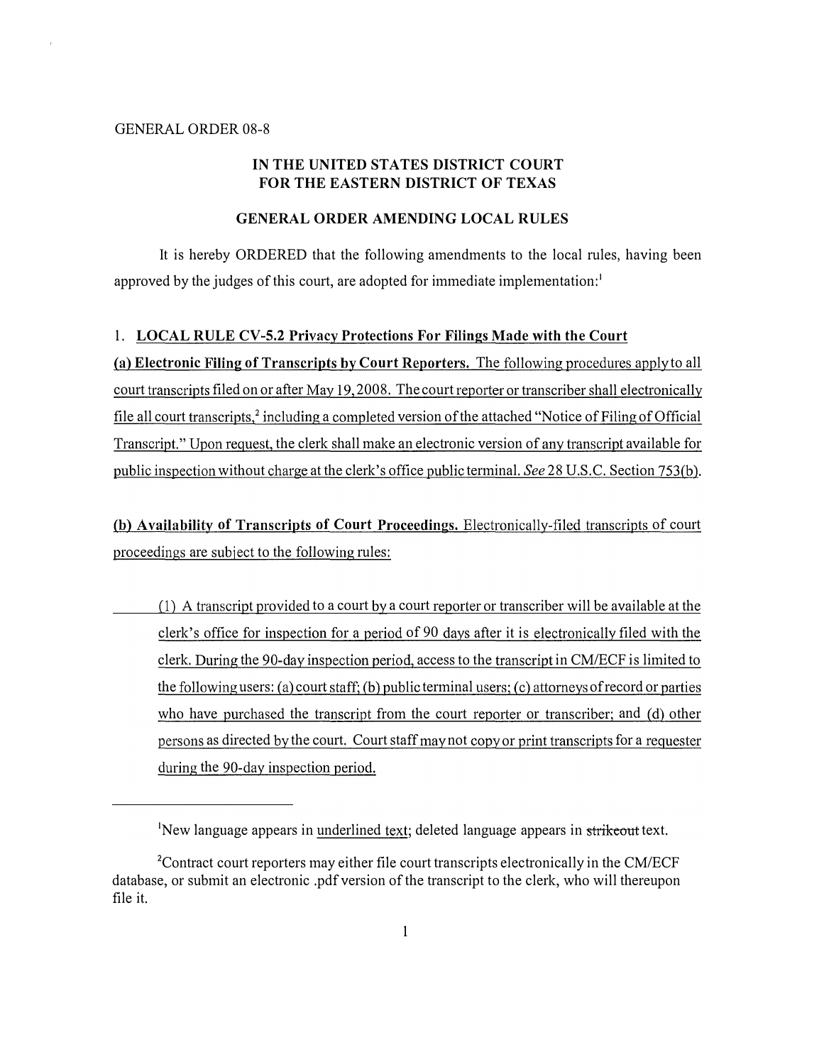GENERAL ORDER 08-8

**IN THE UNITED STATES DISTRICT COURT**
**FOR THE EASTERN DISTRICT OF TEXAS**

**GENERAL ORDER AMENDING LOCAL RULES**

It is hereby ORDERED that the following amendments to the local rules, having been approved by the judges of this court, are adopted for immediate implementation:[1]

1. **LOCAL RULE CV-5.2 Privacy Protections For Filings Made with the Court**

**(a) Electronic Filing of Transcripts by Court Reporters.** The following procedures apply to all court transcripts filed on or after May 19, 2008. The court reporter or transcriber shall electronically file all court transcripts,[2] including a completed version of the attached "Notice of Filing of Official Transcript." Upon request, the clerk shall make an electronic version of any transcript available for public inspection without charge at the clerk's office public terminal. *See* 28 U.S.C. Section 753(b).

**(b) Availability of Transcripts of Court Proceedings.** Electronically-filed transcripts of court proceedings are subject to the following rules:

(1) A transcript provided to a court by a court reporter or transcriber will be available at the clerk's office for inspection for a period of 90 days after it is electronically filed with the clerk. During the 90-day inspection period, access to the transcript in CM/ECF is limited to the following users: (a) court staff; (b) public terminal users; (c) attorneys of record or parties who have purchased the transcript from the court reporter or transcriber; and (d) other persons as directed by the court. Court staff may not copy or print transcripts for a requester during the 90-day inspection period.

---

[1]New language appears in underlined text; deleted language appears in ~~strikeout~~ text.

[2]Contract court reporters may either file court transcripts electronically in the CM/ECF database, or submit an electronic .pdf version of the transcript to the clerk, who will thereupon file it.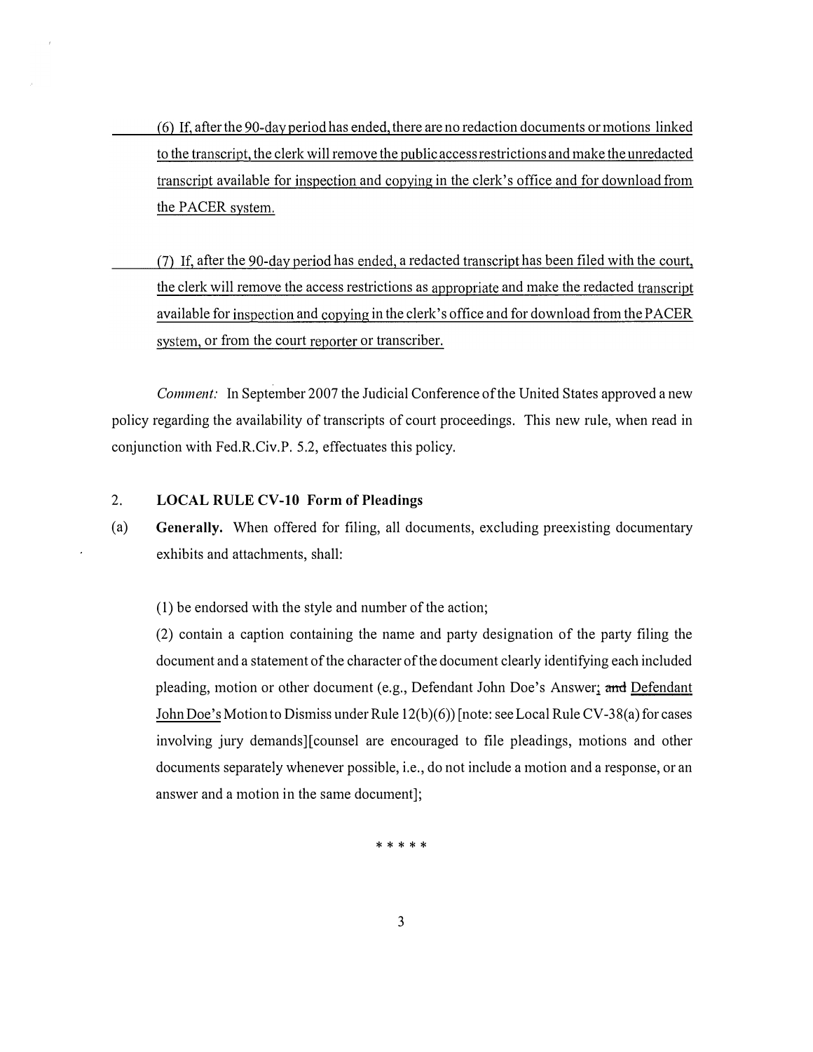(6) If, after the 90-day period has ended, there are no redaction documents or motions linked to the transcript, the clerk will remove the public access restrictions and make the unredacted transcript available for inspection and copying in the clerk's office and for download from the PACER system.

(7) If, after the 90-day period has ended, a redacted transcript has been filed with the court, the clerk will remove the access restrictions as appropriate and make the redacted transcript available for inspection and copying in the clerk's office and for download from the PACER system, or from the court reporter or transcriber.

*Comment:* In September 2007 the Judicial Conference of the United States approved a new policy regarding the availability of transcripts of court proceedings. This new rule, when read in conjunction with Fed.R.Civ.P. 5.2, effectuates this policy.

2. **LOCAL RULE CV-10 Form of Pleadings**

(a) **Generally.** When offered for filing, all documents, excluding preexisting documentary exhibits and attachments, shall:

(1) be endorsed with the style and number of the action;

(2) contain a caption containing the name and party designation of the party filing the document and a statement of the character of the document clearly identifying each included pleading, motion or other document (e.g., Defendant John Doe's Answer; ~~and~~ Defendant John Doe's Motion to Dismiss under Rule 12(b)(6)) [note: see Local Rule CV-38(a) for cases involving jury demands][counsel are encouraged to file pleadings, motions and other documents separately whenever possible, i.e., do not include a motion and a response, or an answer and a motion in the same document];

\* \* \* \* \*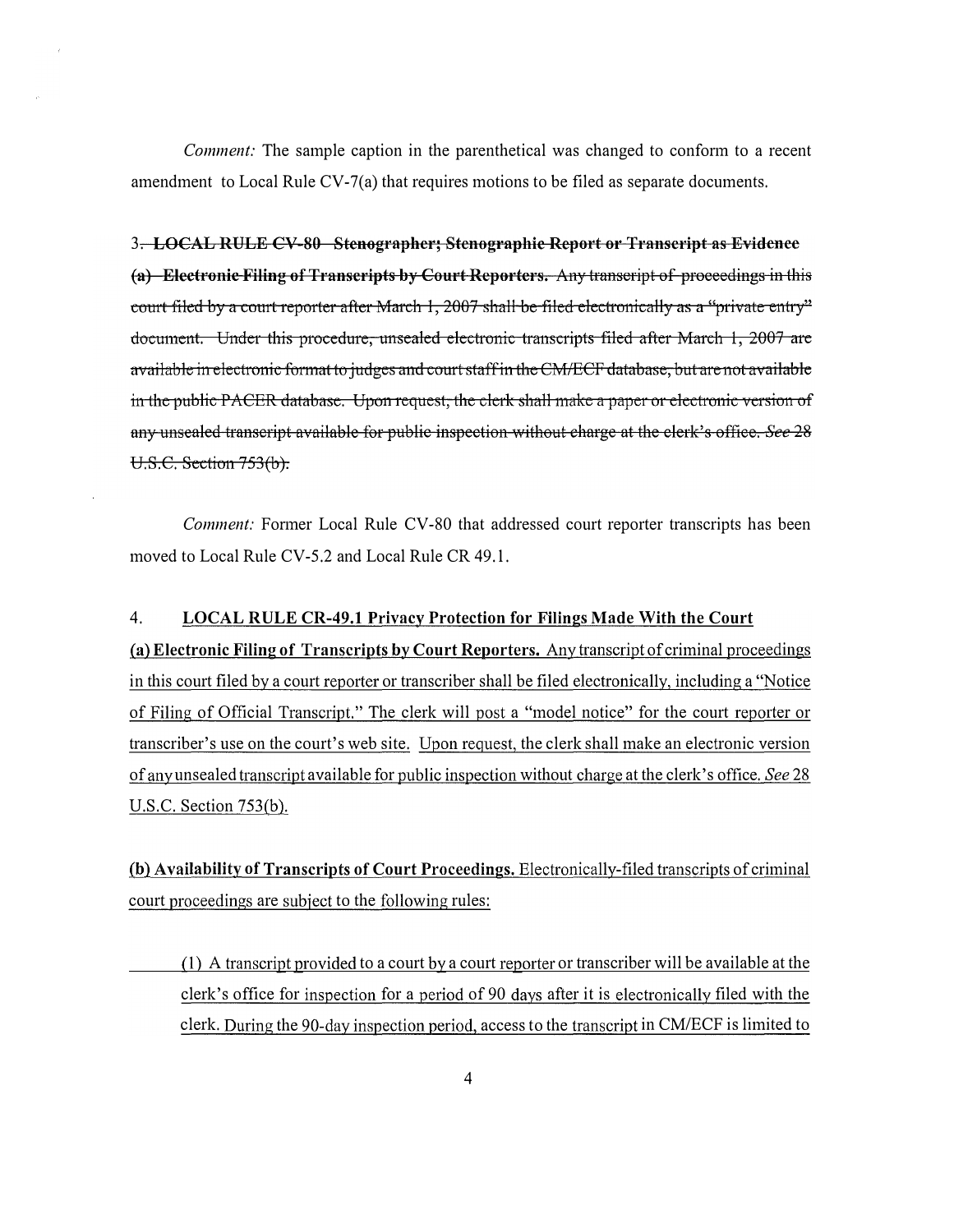*Comment:* The sample caption in the parenthetical was changed to conform to a recent amendment to Local Rule CV-7(a) that requires motions to be filed as separate documents.

3. ~~**LOCAL RULE CV-80 Stenographer; Stenographic Report or Transcript as Evidence**~~

~~**(a) Electronic Filing of Transcripts by Court Reporters.** Any transcript of proceedings in this court filed by a court reporter after March 1, 2007 shall be filed electronically as a "private entry" document. Under this procedure, unsealed electronic transcripts filed after March 1, 2007 are available in electronic format to judges and court staff in the CM/ECF database, but are not available in the public PACER database. Upon request, the clerk shall make a paper or electronic version of any unsealed transcript available for public inspection without charge at the clerk's office. *See* 28 U.S.C. Section 753(b).~~

*Comment:* Former Local Rule CV-80 that addressed court reporter transcripts has been moved to Local Rule CV-5.2 and Local Rule CR 49.1.

4. <u>**LOCAL RULE CR-49.1 Privacy Protection for Filings Made With the Court**</u>

<u>**(a) Electronic Filing of Transcripts by Court Reporters.** Any transcript of criminal proceedings in this court filed by a court reporter or transcriber shall be filed electronically, including a "Notice of Filing of Official Transcript." The clerk will post a "model notice" for the court reporter or transcriber's use on the court's web site. Upon request, the clerk shall make an electronic version of any unsealed transcript available for public inspection without charge at the clerk's office. *See* 28 U.S.C. Section 753(b).</u>

<u>**(b) Availability of Transcripts of Court Proceedings.** Electronically-filed transcripts of criminal court proceedings are subject to the following rules:</u>

<u>(1) A transcript provided to a court by a court reporter or transcriber will be available at the clerk's office for inspection for a period of 90 days after it is electronically filed with the clerk. During the 90-day inspection period, access to the transcript in CM/ECF is limited to</u>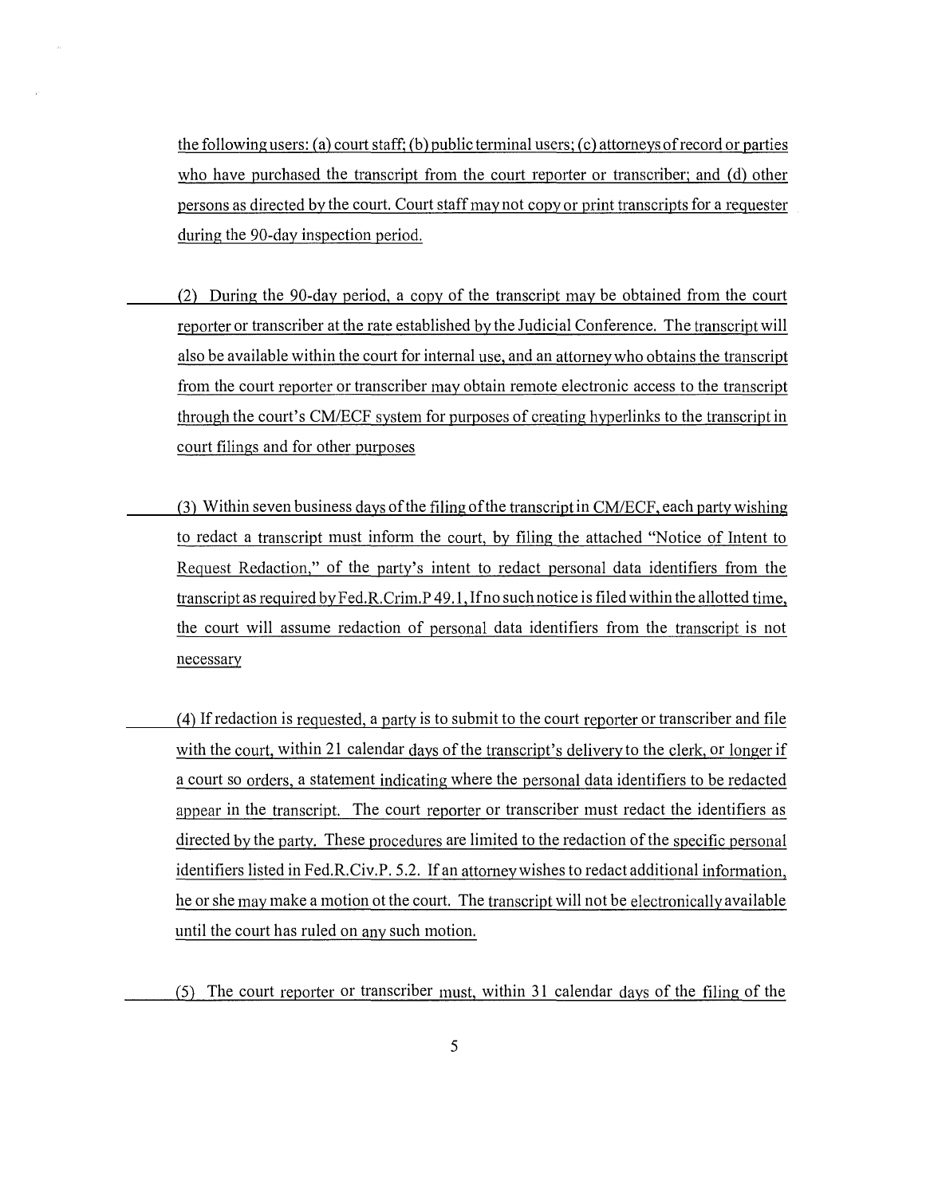the following users: (a) court staff; (b) public terminal users; (c) attorneys of record or parties who have purchased the transcript from the court reporter or transcriber; and (d) other persons as directed by the court. Court staff may not copy or print transcripts for a requester during the 90-day inspection period.

(2) During the 90-day period, a copy of the transcript may be obtained from the court reporter or transcriber at the rate established by the Judicial Conference. The transcript will also be available within the court for internal use, and an attorney who obtains the transcript from the court reporter or transcriber may obtain remote electronic access to the transcript through the court's CM/ECF system for purposes of creating hyperlinks to the transcript in court filings and for other purposes

(3) Within seven business days of the filing of the transcript in CM/ECF, each party wishing to redact a transcript must inform the court, by filing the attached "Notice of Intent to Request Redaction," of the party's intent to redact personal data identifiers from the transcript as required by Fed.R.Crim.P 49.1, If no such notice is filed within the allotted time, the court will assume redaction of personal data identifiers from the transcript is not necessary

(4) If redaction is requested, a party is to submit to the court reporter or transcriber and file with the court, within 21 calendar days of the transcript's delivery to the clerk, or longer if a court so orders, a statement indicating where the personal data identifiers to be redacted appear in the transcript. The court reporter or transcriber must redact the identifiers as directed by the party. These procedures are limited to the redaction of the specific personal identifiers listed in Fed.R.Civ.P. 5.2. If an attorney wishes to redact additional information, he or she may make a motion ot the court. The transcript will not be electronically available until the court has ruled on any such motion.

(5) The court reporter or transcriber must, within 31 calendar days of the filing of the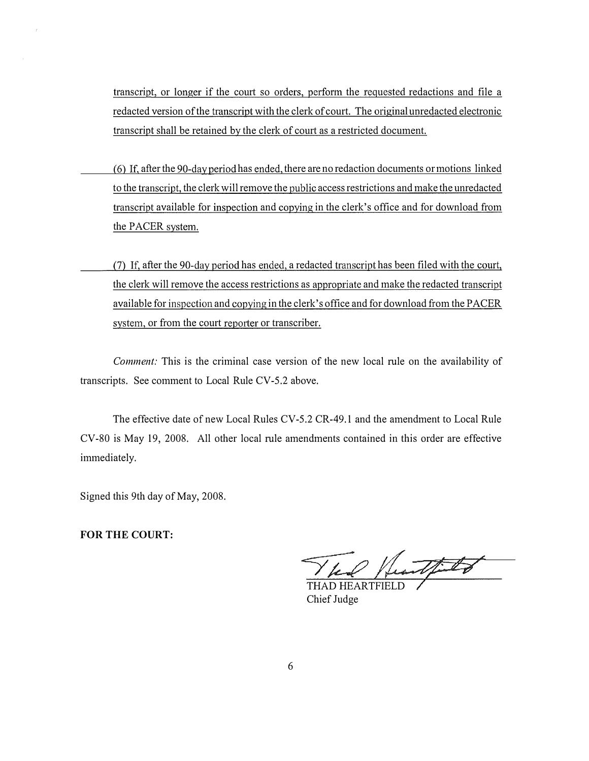transcript, or longer if the court so orders, perform the requested redactions and file a redacted version of the transcript with the clerk of court. The original unredacted electronic transcript shall be retained by the clerk of court as a restricted document.

(6) If, after the 90-day period has ended, there are no redaction documents or motions linked to the transcript, the clerk will remove the public access restrictions and make the unredacted transcript available for inspection and copying in the clerk's office and for download from the PACER system.

(7) If, after the 90-day period has ended, a redacted transcript has been filed with the court, the clerk will remove the access restrictions as appropriate and make the redacted transcript available for inspection and copying in the clerk's office and for download from the PACER system, or from the court reporter or transcriber.

*Comment:* This is the criminal case version of the new local rule on the availability of transcripts. See comment to Local Rule CV-5.2 above.

The effective date of new Local Rules CV-5.2 CR-49.1 and the amendment to Local Rule CV-80 is May 19, 2008. All other local rule amendments contained in this order are effective immediately.

Signed this 9th day of May, 2008.

**FOR THE COURT:**

THAD HEARTFIELD
Chief Judge